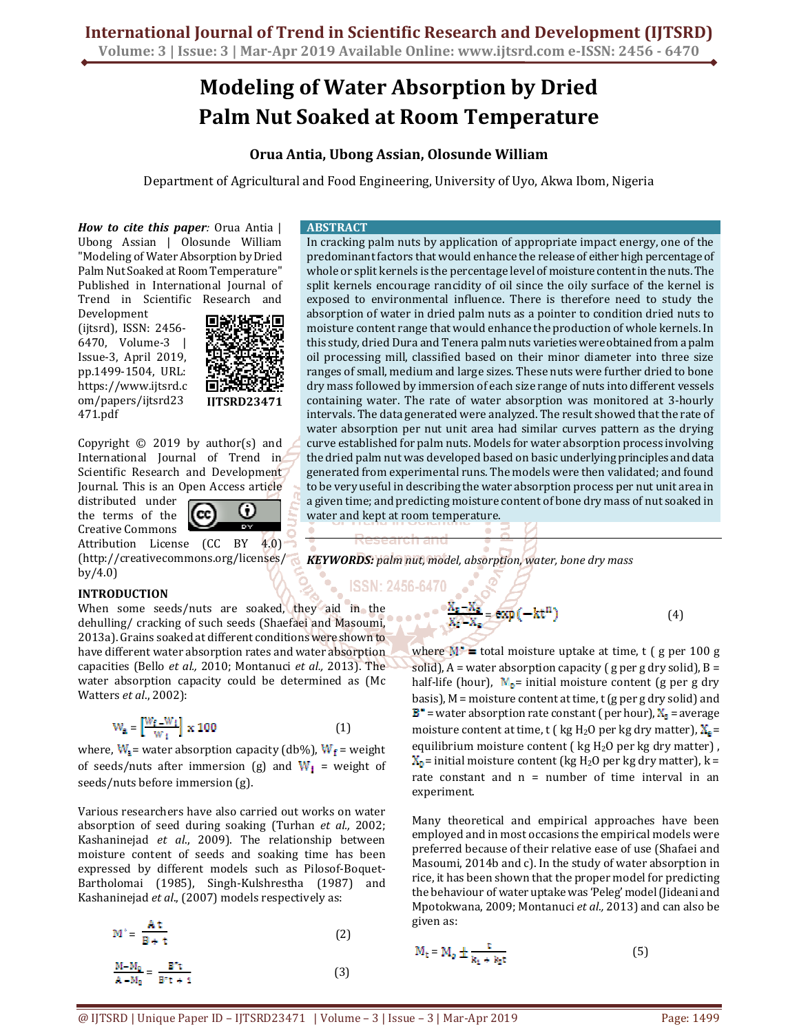# Modeling of Water Absorption by Dried Palm Nut Soaked at Room Temperature

**Orua Antia, Ubong Assian, Olosunde William**

Department of Agricultural and Food Engineering, University of Uyo, Akwa Ibom, Nigeria

***How to cite this paper**:* Orua Antia | Ubong Assian | Olosunde William "Modeling of Water Absorption by Dried Palm Nut Soaked at Room Temperature" Published in International Journal of Trend in Scientific Research and Development (ijtsrd), ISSN: 2456-6470, Volume-3 | Issue-3, April 2019, pp.1499-1504, URL: https://www.ijtsrd.com/papers/ijtsrd23471.pdf

IJTSRD23471

Copyright © 2019 by author(s) and International Journal of Trend in Scientific Research and Development Journal. This is an Open Access article distributed under the terms of the Creative Commons Attribution License (CC BY 4.0) (http://creativecommons.org/licenses/by/4.0)

## ABSTRACT

In cracking palm nuts by application of appropriate impact energy, one of the predominant factors that would enhance the release of either high percentage of whole or split kernels is the percentage level of moisture content in the nuts. The split kernels encourage rancidity of oil since the oily surface of the kernel is exposed to environmental influence. There is therefore need to study the absorption of water in dried palm nuts as a pointer to condition dried nuts to moisture content range that would enhance the production of whole kernels. In this study, dried Dura and Tenera palm nuts varieties were obtained from a palm oil processing mill, classified based on their minor diameter into three size ranges of small, medium and large sizes. These nuts were further dried to bone dry mass followed by immersion of each size range of nuts into different vessels containing water. The rate of water absorption was monitored at 3-hourly intervals. The data generated were analyzed. The result showed that the rate of water absorption per nut unit area had similar curves pattern as the drying curve established for palm nuts. Models for water absorption process involving the dried palm nut was developed based on basic underlying principles and data generated from experimental runs. The models were then validated; and found to be very useful in describing the water absorption process per nut unit area in a given time; and predicting moisture content of bone dry mass of nut soaked in water and kept at room temperature.

***KEYWORDS:*** *palm nut, model, absorption, water, bone dry mass*

## INTRODUCTION

When some seeds/nuts are soaked, they aid in the dehulling/ cracking of such seeds (Shaefaei and Masoumi, 2013a). Grains soaked at different conditions were shown to have different water absorption rates and water absorption capacities (Bello *et al.,* 2010; Montanuci *et al.,* 2013). The water absorption capacity could be determined as (Mc Watters *et al.*, 2002):

$$W_a = \left[\frac{W_f - W_i}{W_i}\right] \times 100 \tag{1}$$

where, $W_a$ = water absorption capacity (db%), $W_f$ = weight of seeds/nuts after immersion (g) and $W_i$ = weight of seeds/nuts before immersion (g).

Various researchers have also carried out works on water absorption of seed during soaking (Turhan *et al.,* 2002; Kashaninejad *et al.,* 2009). The relationship between moisture content of seeds and soaking time has been expressed by different models such as Pilosof-Boquet-Bartholomai (1985), Singh-Kulshrestha (1987) and Kashaninejad *et al.*, (2007) models respectively as:

$$M^+ = \frac{A\,t}{B + t} \tag{2}$$

$$\frac{M - M_0}{A - M_0} = \frac{B^* t}{B^* t + 1} \tag{3}$$

$$\frac{X_t - X_e}{X_i - X_e} = \exp\left(-kt^n\right) \tag{4}$$

where $M^+$ = total moisture uptake at time, t ( g per 100 g solid), A = water absorption capacity ( g per g dry solid), B = half-life (hour), $M_0$ = initial moisture content (g per g dry basis), M = moisture content at time, t (g per g dry solid) and $B^*$ = water absorption rate constant ( per hour), $X_t$ = average moisture content at time, t ( kg $H_2O$ per kg dry matter), $X_e$ = equilibrium moisture content ( kg $H_2O$ per kg dry matter) , $X_i$ = initial moisture content (kg $H_2O$ per kg dry matter), k = rate constant and n = number of time interval in an experiment.

Many theoretical and empirical approaches have been employed and in most occasions the empirical models were preferred because of their relative ease of use (Shafaei and Masoumi, 2014b and c). In the study of water absorption in rice, it has been shown that the proper model for predicting the behaviour of water uptake was 'Peleg' model (Jideani and Mpotokwana, 2009; Montanuci *et al.,* 2013) and can also be given as:

$$M_t = M_o \pm \frac{t}{k_1 + k_2 t} \tag{5}$$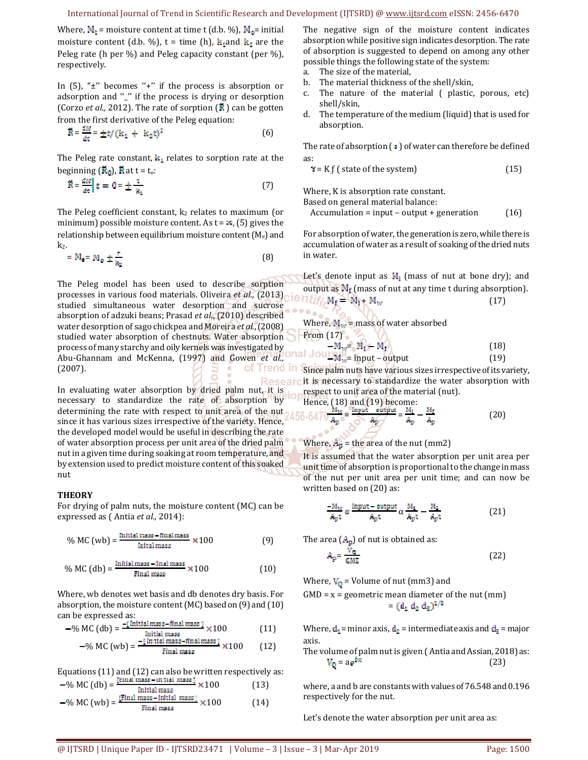Where, $M_t$ = moisture content at time t (d.b. %), $M_0$= initial moisture content (d.b. %), t = time (h), $k_1$and $k_2$ are the Peleg rate (h per %) and Peleg capacity constant (per %), respectively.

In (5), "±" becomes "+" if the process is absorption or adsorption and "_" if the process is drying or desorption (Corzo *et al.,* 2012). The rate of sorption ($\bar{R}$) can be gotten from the first derivative of the Peleg equation:

$$\bar{R} = \frac{dM}{dt} = \pm t/(k_1 + k_2 t)^2 \quad (6)$$

The Peleg rate constant, $k_1$ relates to sorption rate at the beginning ($\bar{R}_0$), $\bar{R}$ at t = t$_0$:

$$\bar{R} = \frac{dM}{dt}\bigg|\, t = 0 = \pm \frac{1}{k_1} \quad (7)$$

The Peleg coefficient constant, $k_2$ relates to maximum (or minimum) possible moisture content. As t = ∞, (5) gives the relationship between equilibrium moisture content ($M_e$) and $k_2$.

$$= M_t = M_0 \pm \frac{1}{k_2} \quad (8)$$

The Peleg model has been used to describe sorption processes in various food materials. Oliveira *et al.,* (2013) studied simultaneous water desorption and sucrose absorption of adzuki beans; Prasad *et al.,* (2010) described water desorption of sago chickpea and Moreira *et al.,* (2008) studied water absorption of chestnuts. Water absorption process of many starchy and oily kernels was investigated by Abu-Ghannam and McKenna, (1997) and Gowen *et al.,* (2007).

In evaluating water absorption by dried palm nut, it is necessary to standardize the rate of absorption by determining the rate with respect to unit area of the nut since it has various sizes irrespective of the variety. Hence, the developed model would be useful in describing the rate of water absorption process per unit area of the dried palm nut in a given time during soaking at room temperature, and by extension used to predict moisture content of this soaked nut

## THEORY

For drying of palm nuts, the moisture content (MC) can be expressed as ( Antia *et al.,* 2014):

$$\%\ MC\ (wb) = \frac{\text{Initial mass} - \text{final mass}}{\text{Initial mass}} \times 100 \quad (9)$$

$$\%\ MC\ (db) = \frac{\text{Initial mass} - \text{final mass}}{\text{Final mass}} \times 100 \quad (10)$$

Where, wb denotes wet basis and db denotes dry basis. For absorption, the moisture content (MC) based on (9) and (10) can be expressed as:

$$-\%\ MC\ (db) = \frac{-[\text{Initial mass} - \text{final mass}]}{\text{Initial mass}} \times 100 \quad (11)$$

$$-\%\ MC\ (wb) = \frac{-[\text{Initial mass} - \text{final mass}]}{\text{Final mass}} \times 100 \quad (12)$$

Equations (11) and (12) can also be written respectively as:

$$-\%\ MC\ (db) = \frac{[\text{Final mass} - \text{initial mass}]}{\text{Initial mass}} \times 100 \quad (13)$$

$$-\%\ MC\ (wb) = \frac{[\text{Final mass} - \text{Initial mass}]}{\text{Final mass}} \times 100 \quad (14)$$

The negative sign of the moisture content indicates absorption while positive sign indicates desorption. The rate of absorption is suggested to depend on among any other possible things the following state of the system:

a. The size of the material,
b. The material thickness of the shell/skin,
c. The nature of the material ( plastic, porous, etc) shell/skin,
d. The temperature of the medium (liquid) that is used for absorption.

The rate of absorption ($\gamma$) of water can therefore be defined as:

$$\gamma = K\, f\ (\text{state of the system}) \quad (15)$$

Where, K is absorption rate constant.
Based on general material balance:

$$\text{Accumulation} = \text{input} - \text{output} + \text{generation} \quad (16)$$

For absorption of water, the generation is zero, while there is accumulation of water as a result of soaking of the dried nuts in water.

Let's denote input as $M_i$ (mass of nut at bone dry); and output as $M_f$ (mass of nut at any time t during absorption).

$$M_f = M_i + M_w \quad (17)$$

Where, $M_w$ = mass of water absorbed
From (17)

$$-M_w = M_i - M_f \quad (18)$$

$$-M_w = \text{input} - \text{output} \quad (19)$$

Since palm nuts have various sizes irrespective of its variety, it is necessary to standardize the water absorption with respect to unit area of the material (nut).
Hence, (18) and (19) become:

$$\frac{-M_w}{A_p} = \frac{\text{Input} - \text{output}}{A_p} = \frac{M_i}{A_p} - \frac{M_f}{A_p} \quad (20)$$

Where, $A_p$ = the area of the nut (mm2)
It is assumed that the water absorption per unit area per unit time of absorption is proportional to the change in mass of the nut per unit area per unit time; and can now be written based on (20) as:

$$\frac{-M_w}{A_p t} \propto \frac{\text{Input} - \text{output}}{A_p t} \propto \frac{M_1}{A_p t} - \frac{M_2}{A_p t} \quad (21)$$

The area ($A_p$) of nut is obtained as:

$$A_p = \frac{V_Q}{GMD} \quad (22)$$

Where, $V_Q$ = Volume of nut (mm3) and
GMD = x = geometric mean diameter of the nut (mm)

$$= (d_1\, d_2\, d_3)^{1/3}$$

Where, $d_1$ = minor axis, $d_2$ = intermediate axis and $d_3$ = major axis.
The volume of palm nut is given ( Antia and Assian, 2018) as:

$$V_Q = a e^{bx} \quad (23)$$

where, a and b are constants with values of 76.548 and 0.196 respectively for the nut.

Let's denote the water absorption per unit area as: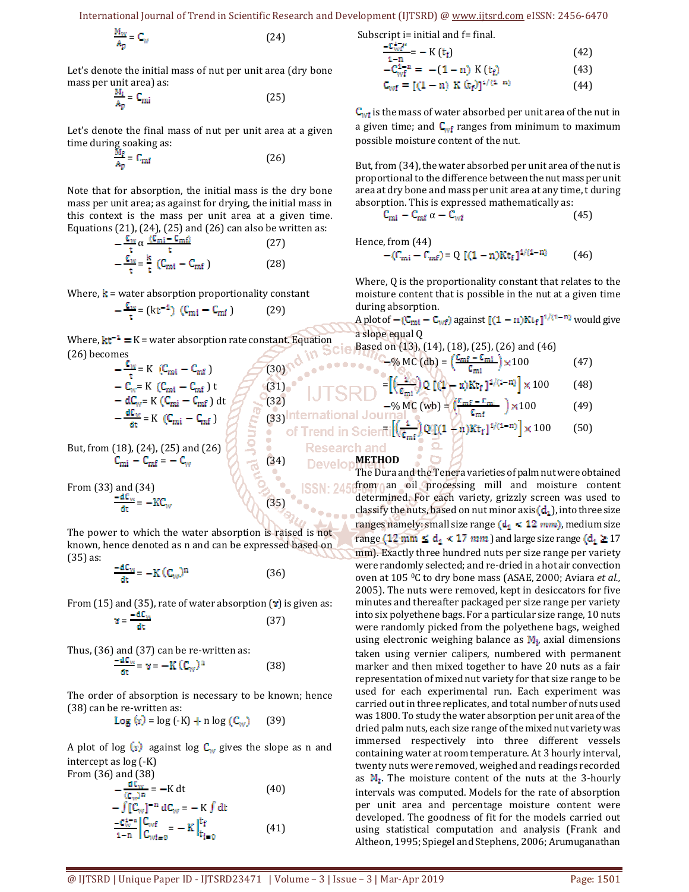$$\frac{M_w}{A_p} = C_w \quad (24)$$

Let's denote the initial mass of nut per unit area (dry bone mass per unit area) as:

$$\frac{M_i}{A_p} = C_{mi} \quad (25)$$

Let's denote the final mass of nut per unit area at a given time during soaking as:

$$\frac{M_f}{A_p} = C_{mf} \quad (26)$$

Note that for absorption, the initial mass is the dry bone mass per unit area; as against for drying, the initial mass in this context is the mass per unit area at a given time. Equations (21), (24), (25) and (26) can also be written as:

$$-\frac{C_w}{t} \alpha \frac{(C_{mi} - C_{mf})}{t} \quad (27)$$

$$-\frac{C_w}{t} = \frac{k}{t}(C_{mi} - C_{mf}) \quad (28)$$

Where, $k$ = water absorption proportionality constant

$$-\frac{C_w}{t} = (kt^{-1})(C_{mi} - C_{mf}) \quad (29)$$

Where, $kt^{-1} = K$ = water absorption rate constant. Equation (26) becomes

$$-\frac{C_w}{t} = K(C_{mi} - C_{mf}) \quad (30)$$

$$-C_w = K(C_{mi} - C_{mf})\,t \quad (31)$$

$$-dC_w = K(C_{mi} - C_{mf})\,dt \quad (32)$$

$$-\frac{dC_w}{dt} = K(C_{mi} - C_{mf}) \quad (33)$$

But, from (18), (24), (25) and (26)

$$C_{mi} - C_{mf} = -C_w \quad (34)$$

From (33) and (34)

$$\frac{-dC_w}{dt} = -KC_w \quad (35)$$

The power to which the water absorption is raised is not known, hence denoted as n and can be expressed based on (35) as:

$$\frac{-dC_w}{dt} = -K(C_w)^n \quad (36)$$

From (15) and (35), rate of water absorption ($\gamma$) is given as:

$$\gamma = \frac{-dC_w}{dt} \quad (37)$$

Thus, (36) and (37) can be re-written as:

$$\frac{-dC_w}{dt} = \gamma = -K(C_w)^n \quad (38)$$

The order of absorption is necessary to be known; hence (38) can be re-written as:

$$\text{Log}(\gamma) = \log(-K) + n\log(C_w) \quad (39)$$

A plot of log $(\gamma)$ against log $C_w$ gives the slope as n and intercept as log (-K)

From (36) and (38)

$$-\frac{dC_w}{(C_w)^n} = -K\,dt \quad (40)$$

$$-\int [C_w]^{-n}\,dC_w = -K\int dt$$

$$\frac{-C_w^{1-n}}{1-n}\Bigg|_{C_{wi=0}}^{C_{wf}} = -K\Big|_{t_{i=0}}^{t_f} \quad (41)$$

Subscript i= initial and f= final.

$$\frac{-C_{wf}^{1-n}}{1-n} = -K(t_f) \quad (42)$$

$$-C_{wf}^{1-n} = -(1-n)\,K(t_f) \quad (43)$$

$$C_{wf} = [(1-n)\,K\,(t_f)]^{1/(1-n)} \quad (44)$$

$C_{wf}$ is the mass of water absorbed per unit area of the nut in a given time; and $C_{wf}$ ranges from minimum to maximum possible moisture content of the nut.

But, from (34), the water absorbed per unit area of the nut is proportional to the difference between the nut mass per unit area at dry bone and mass per unit area at any time, t during absorption. This is expressed mathematically as:

$$C_{mi} - C_{mf}\,\alpha - C_{wf} \quad (45)$$

Hence, from (44)

$$-(C_{mi} - C_{mf}) = Q\,[(1-n)Kt_f]^{1/(1-n)} \quad (46)$$

Where, Q is the proportionality constant that relates to the moisture content that is possible in the nut at a given time during absorption.

A plot of $-(C_{mi} - C_{wf})$ against $[(1-n)Kt_f]^{1/(1-n)}$ would give a slope equal Q

Based on (13), (14), (18), (25), (26) and (46)

$$-\%\,MC\,(db) = \left(\frac{C_{mf} - C_{mi}}{C_{mi}}\right) \times 100 \quad (47)$$

$$= \left[\left(\frac{1}{C_{mi}}\right) Q\,[(1-n)Kt_f]^{1/(1-n)}\right] \times 100 \quad (48)$$

$$-\%\,MC\,(wb) = \left(\frac{C_{mf} - C_{m}}{C_{mf}}\right) \times 100 \quad (49)$$

$$= \left[\left(\frac{1}{C_{mf}}\right) Q\,[(1-n)Kt_f]^{1/(1-n)}\right] \times 100 \quad (50)$$

## METHOD

The Dura and the Tenera varieties of palm nut were obtained from an oil processing mill and moisture content determined. For each variety, grizzly screen was used to classify the nuts, based on nut minor axis ($d_1$), into three size ranges namely: small size range ($d_1 < 12$ mm), medium size range ($12$ mm $\leq d_1 < 17$ mm) and large size range ($d_1 \geq 17$ mm). Exactly three hundred nuts per size range per variety were randomly selected; and re-dried in a hot air convection oven at 105 $^0$C to dry bone mass (ASAE, 2000; Aviara *et al.,* 2005). The nuts were removed, kept in desiccators for five minutes and thereafter packaged per size range per variety into six polyethene bags. For a particular size range, 10 nuts were randomly picked from the polyethene bags, weighed using electronic weighing balance as $M_i$, axial dimensions taken using vernier calipers, numbered with permanent marker and then mixed together to have 20 nuts as a fair representation of mixed nut variety for that size range to be used for each experimental run. Each experiment was carried out in three replicates, and total number of nuts used was 1800. To study the water absorption per unit area of the dried palm nuts, each size range of the mixed nut variety was immersed respectively into three different vessels containing water at room temperature. At 3 hourly interval, twenty nuts were removed, weighed and readings recorded as $M_f$. The moisture content of the nuts at the 3-hourly intervals was computed. Models for the rate of absorption per unit area and percentage moisture content were developed. The goodness of fit for the models carried out using statistical computation and analysis (Frank and Altheon, 1995; Spiegel and Stephens, 2006; Arumuganathan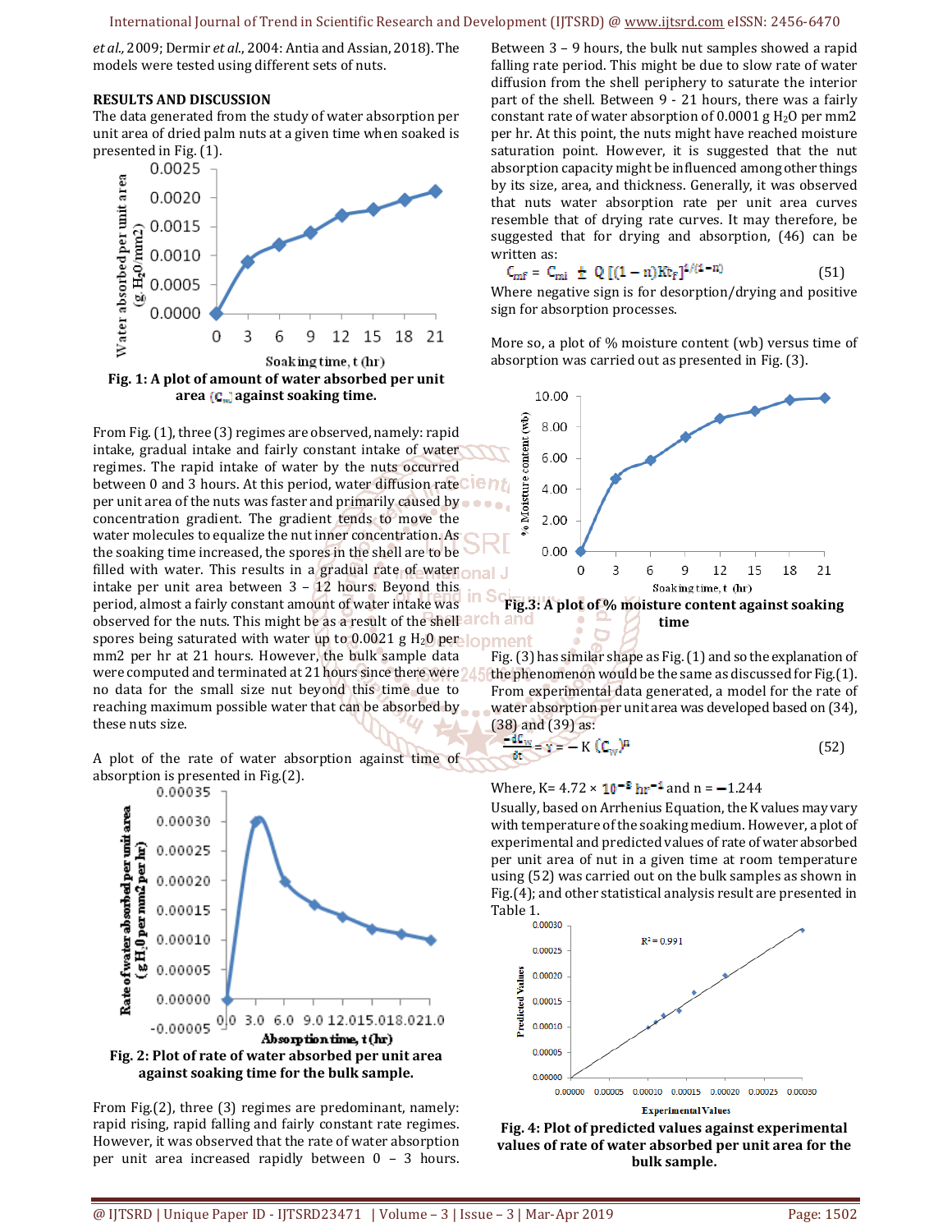*et al.,* 2009; Dermir *et al.,* 2004: Antia and Assian, 2018). The models were tested using different sets of nuts.

## RESULTS AND DISCUSSION

The data generated from the study of water absorption per unit area of dried palm nuts at a given time when soaked is presented in Fig. (1).

**Fig. 1: A plot of amount of water absorbed per unit area ($C_w$) against soaking time.**

From Fig. (1), three (3) regimes are observed, namely: rapid intake, gradual intake and fairly constant intake of water regimes. The rapid intake of water by the nuts occurred between 0 and 3 hours. At this period, water diffusion rate per unit area of the nuts was faster and primarily caused by concentration gradient. The gradient tends to move the water molecules to equalize the nut inner concentration. As the soaking time increased, the spores in the shell are to be filled with water. This results in a gradual rate of water intake per unit area between 3 – 12 hours. Beyond this period, almost a fairly constant amount of water intake was observed for the nuts. This might be as a result of the shell spores being saturated with water up to 0.0021 g $H_2O$ per mm2 per hr at 21 hours. However, the bulk sample data were computed and terminated at 21 hours since there were no data for the small size nut beyond this time due to reaching maximum possible water that can be absorbed by these nuts size.

A plot of the rate of water absorption against time of absorption is presented in Fig.(2).

**Fig. 2: Plot of rate of water absorbed per unit area against soaking time for the bulk sample.**

From Fig.(2), three (3) regimes are predominant, namely: rapid rising, rapid falling and fairly constant rate regimes. However, it was observed that the rate of water absorption per unit area increased rapidly between 0 – 3 hours. Between 3 – 9 hours, the bulk nut samples showed a rapid falling rate period. This might be due to slow rate of water diffusion from the shell periphery to saturate the interior part of the shell. Between 9 - 21 hours, there was a fairly constant rate of water absorption of 0.0001 g $H_2O$ per mm2 per hr. At this point, the nuts might have reached moisture saturation point. However, it is suggested that the nut absorption capacity might be influenced among other things by its size, area, and thickness. Generally, it was observed that nuts water absorption rate per unit area curves resemble that of drying rate curves. It may therefore, be suggested that for drying and absorption, (46) can be written as:

$$C_{mf} = C_{mi} \pm Q\left[(1-n)Kt_f\right]^{1/(1-n)} \quad (51)$$

Where negative sign is for desorption/drying and positive sign for absorption processes.

More so, a plot of % moisture content (wb) versus time of absorption was carried out as presented in Fig. (3).

**Fig.3: A plot of % moisture content against soaking time**

Fig. (3) has similar shape as Fig. (1) and so the explanation of the phenomenon would be the same as discussed for Fig.(1). From experimental data generated, a model for the rate of water absorption per unit area was developed based on (34), (38) and (39) as:

$$\frac{-dC_w}{dt} = \gamma = -K\,(C_w)^n \quad (52)$$

Where, K= 4.72 × $10^{-8}$ $hr^{-1}$ and n = −1.244

Usually, based on Arrhenius Equation, the K values may vary with temperature of the soaking medium. However, a plot of experimental and predicted values of rate of water absorbed per unit area of nut in a given time at room temperature using (52) was carried out on the bulk samples as shown in Fig.(4); and other statistical analysis result are presented in Table 1.

**Fig. 4: Plot of predicted values against experimental values of rate of water absorbed per unit area for the bulk sample.**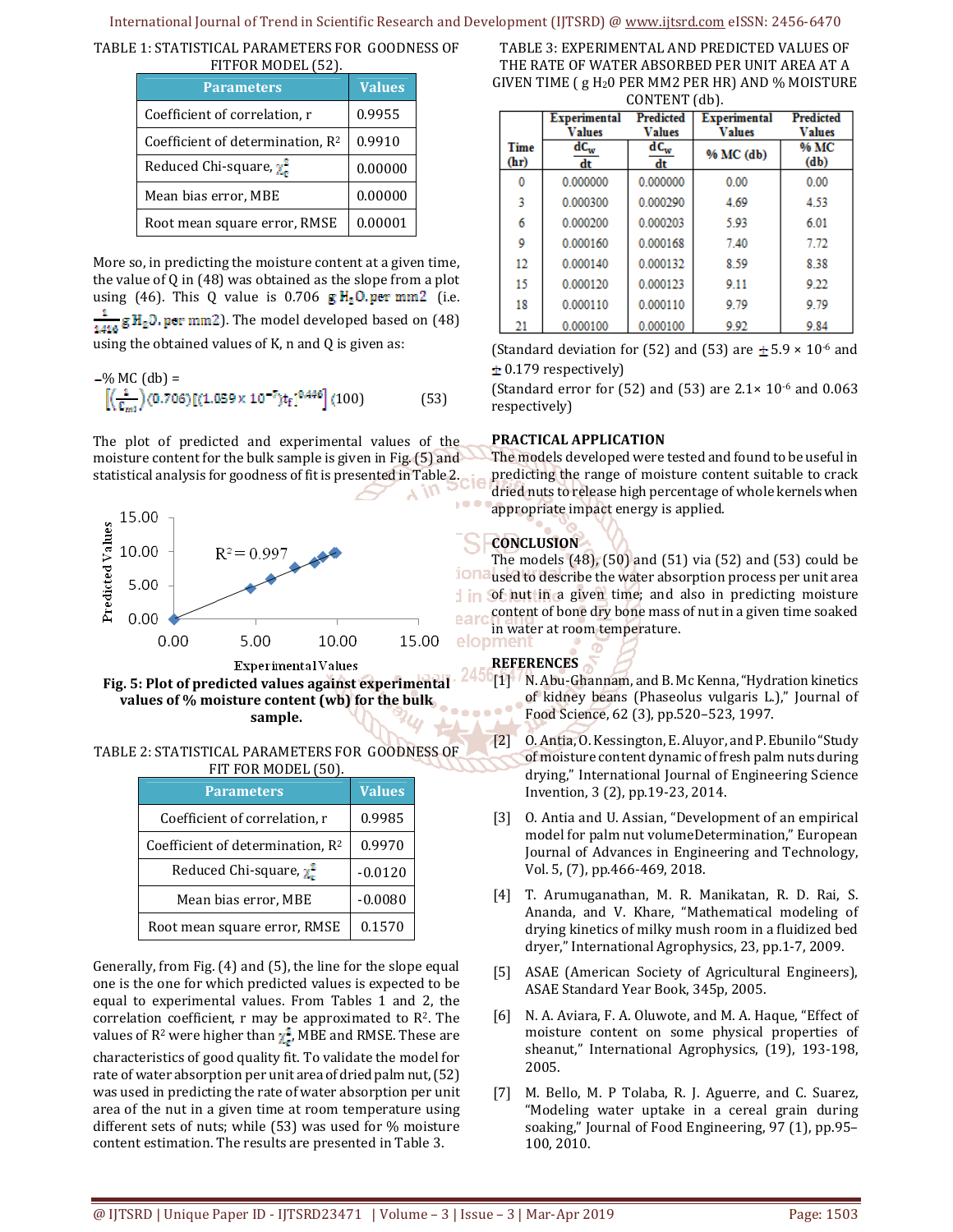TABLE 1: STATISTICAL PARAMETERS FOR GOODNESS OF FITFOR MODEL (52).

| Parameters | Values |
|---|---|
| Coefficient of correlation, r | 0.9955 |
| Coefficient of determination, $R^2$ | 0.9910 |
| Reduced Chi-square, $\chi^2_c$ | 0.00000 |
| Mean bias error, MBE | 0.00000 |
| Root mean square error, RMSE | 0.00001 |

More so, in predicting the moisture content at a given time, the value of Q in (48) was obtained as the slope from a plot using (46). This Q value is 0.706 $g\,H_2O.per\,mm2$ (i.e. $\frac{1}{1416}\,g\,H_2O.per\,mm2$). The model developed based on (48) using the obtained values of K, n and Q is given as:

$$-\%\,MC\,(db) = \left[\left(\frac{1}{C_{ml}}\right)(0.706)\left[(1.059\times10^{-7})t_f^{\,0.446}\right](100)\right] \qquad (53)$$

The plot of predicted and experimental values of the moisture content for the bulk sample is given in Fig. (5) and statistical analysis for goodness of fit is presented in Table 2.

Fig. 5: Plot of predicted values against experimental values of % moisture content (wb) for the bulk sample.

TABLE 2: STATISTICAL PARAMETERS FOR GOODNESS OF FIT FOR MODEL (50).

| Parameters | Values |
|---|---|
| Coefficient of correlation, r | 0.9985 |
| Coefficient of determination, $R^2$ | 0.9970 |
| Reduced Chi-square, $\chi^2_c$ | -0.0120 |
| Mean bias error, MBE | -0.0080 |
| Root mean square error, RMSE | 0.1570 |

Generally, from Fig. (4) and (5), the line for the slope equal one is the one for which predicted values is expected to be equal to experimental values. From Tables 1 and 2, the correlation coefficient, r may be approximated to $R^2$. The values of $R^2$ were higher than $\chi^2_c$, MBE and RMSE. These are characteristics of good quality fit. To validate the model for rate of water absorption per unit area of dried palm nut, (52) was used in predicting the rate of water absorption per unit area of the nut in a given time at room temperature using different sets of nuts; while (53) was used for % moisture content estimation. The results are presented in Table 3.

TABLE 3: EXPERIMENTAL AND PREDICTED VALUES OF THE RATE OF WATER ABSORBED PER UNIT AREA AT A GIVEN TIME ( g $H_2O$ PER MM2 PER HR) AND % MOISTURE CONTENT (db).

| Time (hr) | Experimental Values $\frac{dC_w}{dt}$ | Predicted Values $\frac{dC_w}{dt}$ | Experimental Values % MC (db) | Predicted Values % MC (db) |
|---|---|---|---|---|
| 0 | 0.000000 | 0.000000 | 0.00 | 0.00 |
| 3 | 0.000300 | 0.000290 | 4.69 | 4.53 |
| 6 | 0.000200 | 0.000203 | 5.93 | 6.01 |
| 9 | 0.000160 | 0.000168 | 7.40 | 7.72 |
| 12 | 0.000140 | 0.000132 | 8.59 | 8.38 |
| 15 | 0.000120 | 0.000123 | 9.11 | 9.22 |
| 18 | 0.000110 | 0.000110 | 9.79 | 9.79 |
| 21 | 0.000100 | 0.000100 | 9.92 | 9.84 |

(Standard deviation for (52) and (53) are $\pm$5.9 × $10^{-6}$ and $\pm$ 0.179 respectively)

(Standard error for (52) and (53) are 2.1× $10^{-6}$ and 0.063 respectively)

## PRACTICAL APPLICATION

The models developed were tested and found to be useful in predicting the range of moisture content suitable to crack dried nuts to release high percentage of whole kernels when appropriate impact energy is applied.

## CONCLUSION

The models (48), (50) and (51) via (52) and (53) could be used to describe the water absorption process per unit area of nut in a given time; and also in predicting moisture content of bone dry bone mass of nut in a given time soaked in water at room temperature.

## REFERENCES

[1] N. Abu-Ghannam, and B. Mc Kenna, "Hydration kinetics of kidney beans (Phaseolus vulgaris L.)," Journal of Food Science, 62 (3), pp.520–523, 1997.

[2] O. Antia, O. Kessington, E. Aluyor, and P. Ebunilo "Study of moisture content dynamic of fresh palm nuts during drying," International Journal of Engineering Science Invention, 3 (2), pp.19-23, 2014.

[3] O. Antia and U. Assian, "Development of an empirical model for palm nut volumeDetermination," European Journal of Advances in Engineering and Technology, Vol. 5, (7), pp.466-469, 2018.

[4] T. Arumuganathan, M. R. Manikatan, R. D. Rai, S. Ananda, and V. Khare, "Mathematical modeling of drying kinetics of milky mush room in a fluidized bed dryer," International Agrophysics, 23, pp.1-7, 2009.

[5] ASAE (American Society of Agricultural Engineers), ASAE Standard Year Book, 345p, 2005.

[6] N. A. Aviara, F. A. Oluwote, and M. A. Haque, "Effect of moisture content on some physical properties of sheanut," International Agrophysics, (19), 193-198, 2005.

[7] M. Bello, M. P Tolaba, R. J. Aguerre, and C. Suarez, "Modeling water uptake in a cereal grain during soaking," Journal of Food Engineering, 97 (1), pp.95–100, 2010.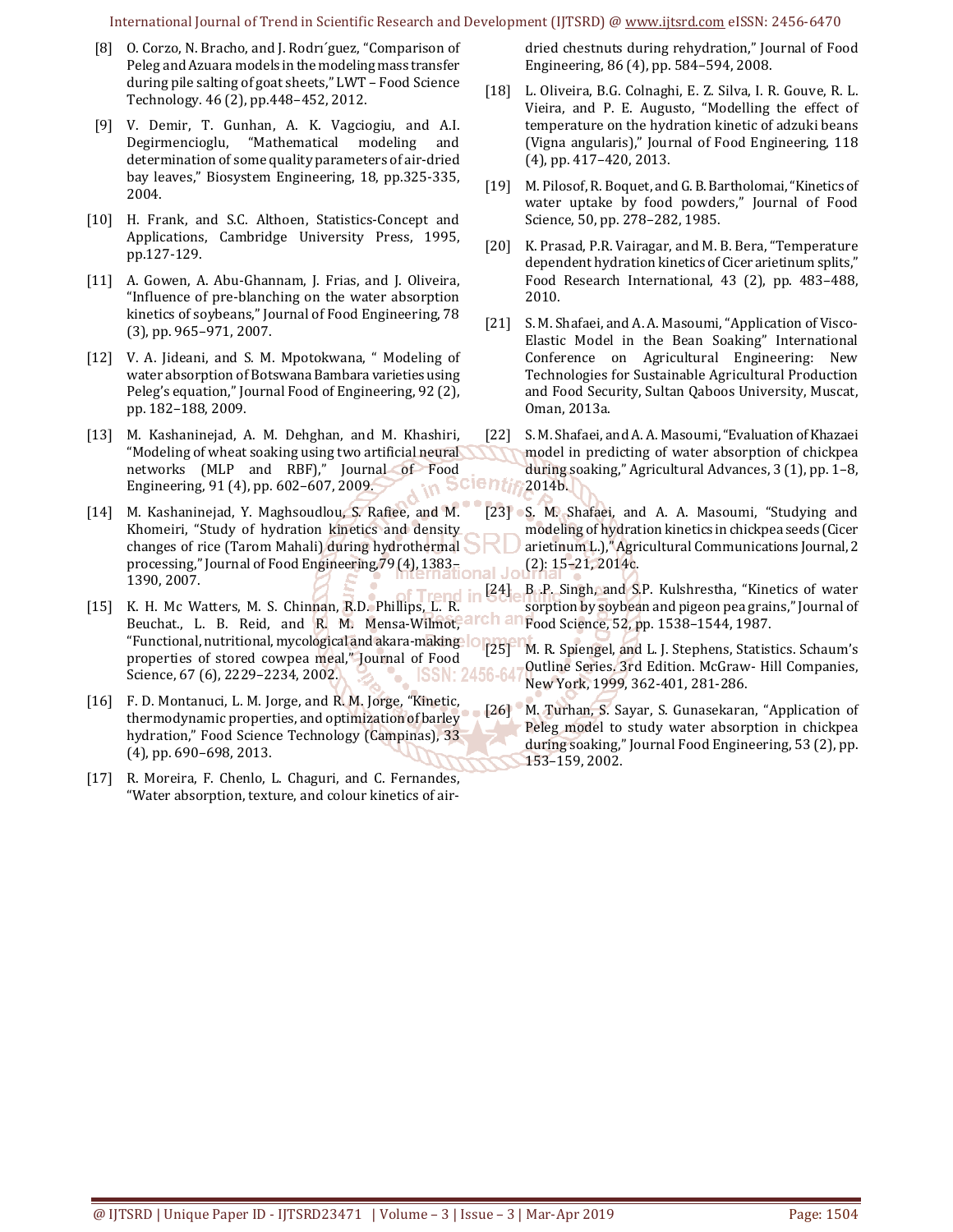[8] O. Corzo, N. Bracho, and J. Rodrı´guez, "Comparison of Peleg and Azuara models in the modeling mass transfer during pile salting of goat sheets," LWT – Food Science Technology. 46 (2), pp.448–452, 2012.

[9] V. Demir, T. Gunhan, A. K. Vagciogiu, and A.I. Degirmencioglu, "Mathematical modeling and determination of some quality parameters of air-dried bay leaves," Biosystem Engineering, 18, pp.325-335, 2004.

[10] H. Frank, and S.C. Althoen, Statistics-Concept and Applications, Cambridge University Press, 1995, pp.127-129.

[11] A. Gowen, A. Abu-Ghannam, J. Frias, and J. Oliveira, "Influence of pre-blanching on the water absorption kinetics of soybeans," Journal of Food Engineering, 78 (3), pp. 965–971, 2007.

[12] V. A. Jideani, and S. M. Mpotokwana, " Modeling of water absorption of Botswana Bambara varieties using Peleg's equation," Journal Food of Engineering, 92 (2), pp. 182–188, 2009.

[13] M. Kashaninejad, A. M. Dehghan, and M. Khashiri, "Modeling of wheat soaking using two artificial neural networks (MLP and RBF)," Journal of Food Engineering, 91 (4), pp. 602–607, 2009.

[14] M. Kashaninejad, Y. Maghsoudlou, S. Rafiee, and M. Khomeiri, "Study of hydration kinetics and density changes of rice (Tarom Mahali) during hydrothermal processing," Journal of Food Engineering,79 (4), 1383–1390, 2007.

[15] K. H. Mc Watters, M. S. Chinnan, R.D. Phillips, L. R. Beuchat., L. B. Reid, and R. M. Mensa-Wilmot, "Functional, nutritional, mycological and akara-making properties of stored cowpea meal," Journal of Food Science, 67 (6), 2229–2234, 2002.

[16] F. D. Montanuci, L. M. Jorge, and R. M. Jorge, "Kinetic, thermodynamic properties, and optimization of barley hydration," Food Science Technology (Campinas), 33 (4), pp. 690–698, 2013.

[17] R. Moreira, F. Chenlo, L. Chaguri, and C. Fernandes, "Water absorption, texture, and colour kinetics of air-dried chestnuts during rehydration," Journal of Food Engineering, 86 (4), pp. 584–594, 2008.

[18] L. Oliveira, B.G. Colnaghi, E. Z. Silva, I. R. Gouve, R. L. Vieira, and P. E. Augusto, "Modelling the effect of temperature on the hydration kinetic of adzuki beans (Vigna angularis)," Journal of Food Engineering, 118 (4), pp. 417–420, 2013.

[19] M. Pilosof, R. Boquet, and G. B. Bartholomai, "Kinetics of water uptake by food powders," Journal of Food Science, 50, pp. 278–282, 1985.

[20] K. Prasad, P.R. Vairagar, and M. B. Bera, "Temperature dependent hydration kinetics of Cicer arietinum splits," Food Research International, 43 (2), pp. 483–488, 2010.

[21] S. M. Shafaei, and A. A. Masoumi, "Application of Visco-Elastic Model in the Bean Soaking" International Conference on Agricultural Engineering: New Technologies for Sustainable Agricultural Production and Food Security, Sultan Qaboos University, Muscat, Oman, 2013a.

[22] S. M. Shafaei, and A. A. Masoumi, "Evaluation of Khazaei model in predicting of water absorption of chickpea during soaking," Agricultural Advances, 3 (1), pp. 1–8, 2014b.

[23] S. M. Shafaei, and A. A. Masoumi, "Studying and modeling of hydration kinetics in chickpea seeds (Cicer arietinum L.)," Agricultural Communications Journal, 2 (2): 15–21, 2014c.

[24] B .P. Singh, and S.P. Kulshrestha, "Kinetics of water sorption by soybean and pigeon pea grains," Journal of Food Science, 52, pp. 1538–1544, 1987.

[25] M. R. Spiengel, and L. J. Stephens, Statistics. Schaum's Outline Series. 3rd Edition. McGraw- Hill Companies, New York, 1999, 362-401, 281-286.

[26] M. Turhan, S. Sayar, S. Gunasekaran, "Application of Peleg model to study water absorption in chickpea during soaking," Journal Food Engineering, 53 (2), pp. 153–159, 2002.